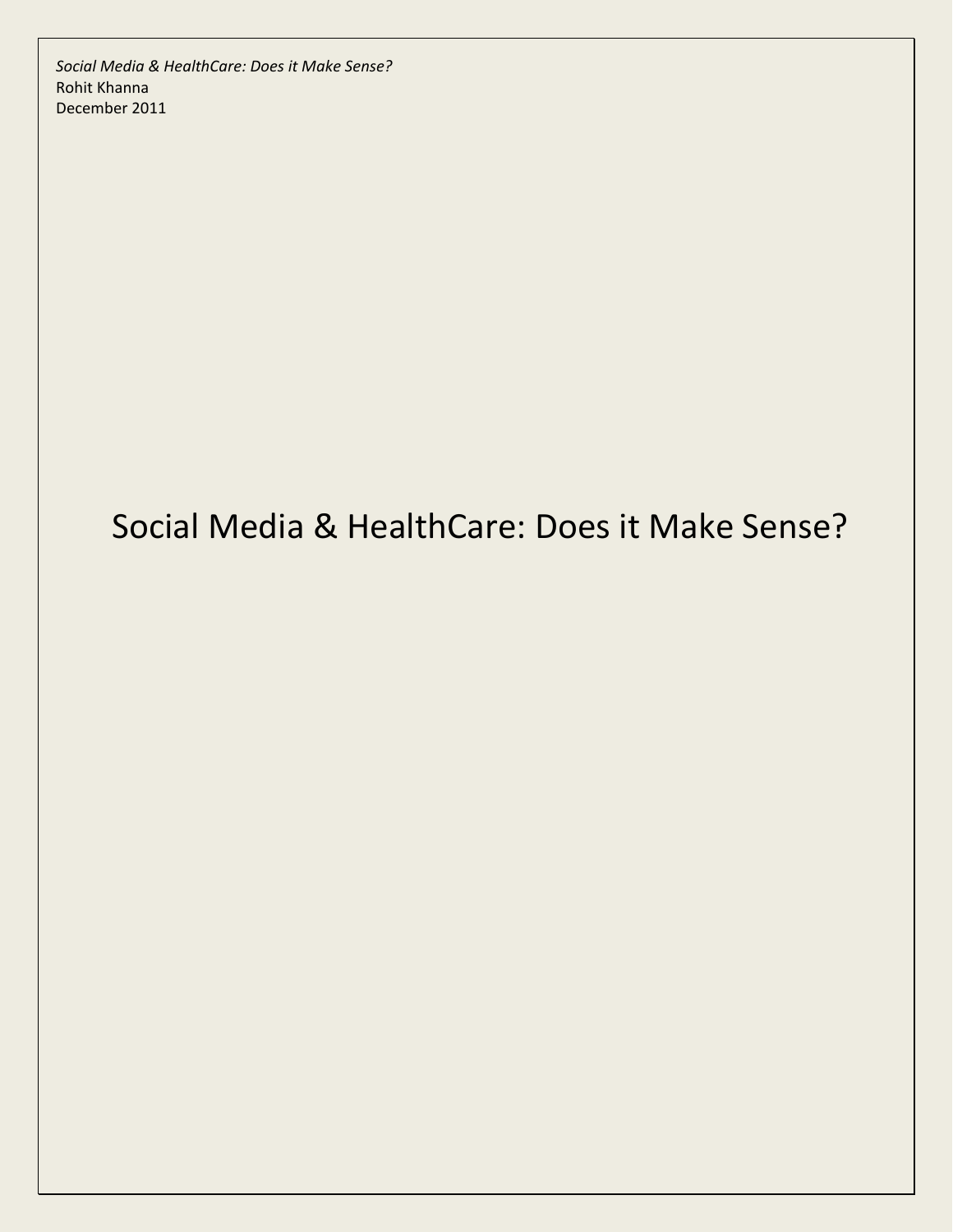*Social Media & HealthCare: Does it Make Sense?*
Rohit Khanna
December 2011

# Social Media & HealthCare: Does it Make Sense?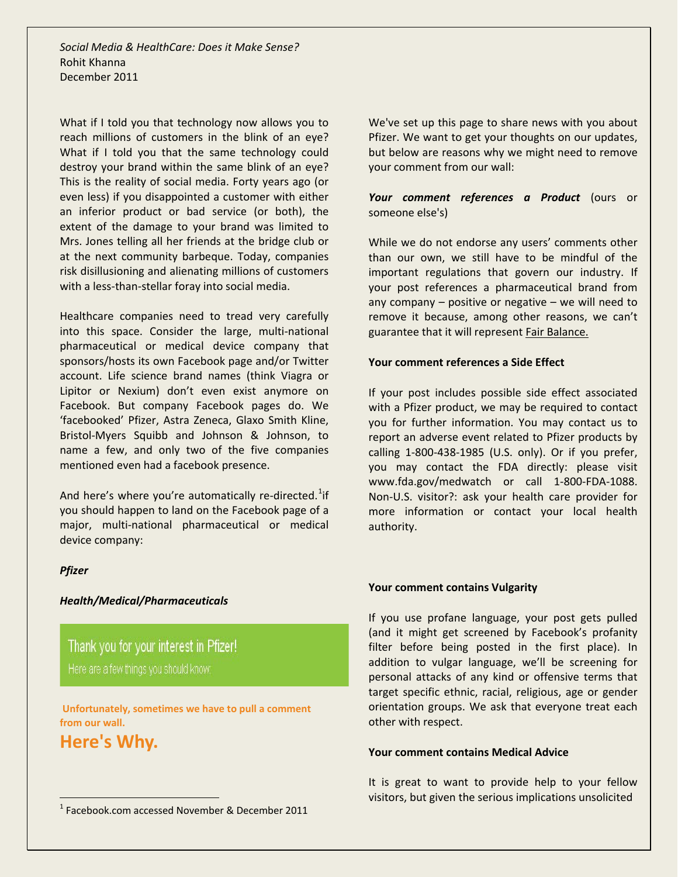*Social Media & HealthCare: Does it Make Sense?*
Rohit Khanna
December 2011

What if I told you that technology now allows you to reach millions of customers in the blink of an eye? What if I told you that the same technology could destroy your brand within the same blink of an eye? This is the reality of social media. Forty years ago (or even less) if you disappointed a customer with either an inferior product or bad service (or both), the extent of the damage to your brand was limited to Mrs. Jones telling all her friends at the bridge club or at the next community barbeque. Today, companies risk disillusioning and alienating millions of customers with a less-than-stellar foray into social media.

Healthcare companies need to tread very carefully into this space. Consider the large, multi-national pharmaceutical or medical device company that sponsors/hosts its own Facebook page and/or Twitter account. Life science brand names (think Viagra or Lipitor or Nexium) don't even exist anymore on Facebook. But company Facebook pages do. We 'facebooked' Pfizer, Astra Zeneca, Glaxo Smith Kline, Bristol-Myers Squibb and Johnson & Johnson, to name a few, and only two of the five companies mentioned even had a facebook presence.

And here's where you're automatically re-directed.[1] if you should happen to land on the Facebook page of a major, multi-national pharmaceutical or medical device company:

***Pfizer***

***Health/Medical/Pharmaceuticals***

Thank you for your interest in Pfizer!

Here are a few things you should know:

**Unfortunately, sometimes we have to pull a comment from our wall.**

**Here's Why.**

We've set up this page to share news with you about Pfizer. We want to get your thoughts on our updates, but below are reasons why we might need to remove your comment from our wall:

***Your comment references a Product*** (ours or someone else's)

While we do not endorse any users' comments other than our own, we still have to be mindful of the important regulations that govern our industry. If your post references a pharmaceutical brand from any company – positive or negative – we will need to remove it because, among other reasons, we can't guarantee that it will represent Fair Balance.

**Your comment references a Side Effect**

If your post includes possible side effect associated with a Pfizer product, we may be required to contact you for further information. You may contact us to report an adverse event related to Pfizer products by calling 1-800-438-1985 (U.S. only). Or if you prefer, you may contact the FDA directly: please visit www.fda.gov/medwatch or call 1-800-FDA-1088. Non-U.S. visitor?: ask your health care provider for more information or contact your local health authority.

**Your comment contains Vulgarity**

If you use profane language, your post gets pulled (and it might get screened by Facebook's profanity filter before being posted in the first place). In addition to vulgar language, we'll be screening for personal attacks of any kind or offensive terms that target specific ethnic, racial, religious, age or gender orientation groups. We ask that everyone treat each other with respect.

**Your comment contains Medical Advice**

It is great to want to provide help to your fellow visitors, but given the serious implications unsolicited

[1] Facebook.com accessed November & December 2011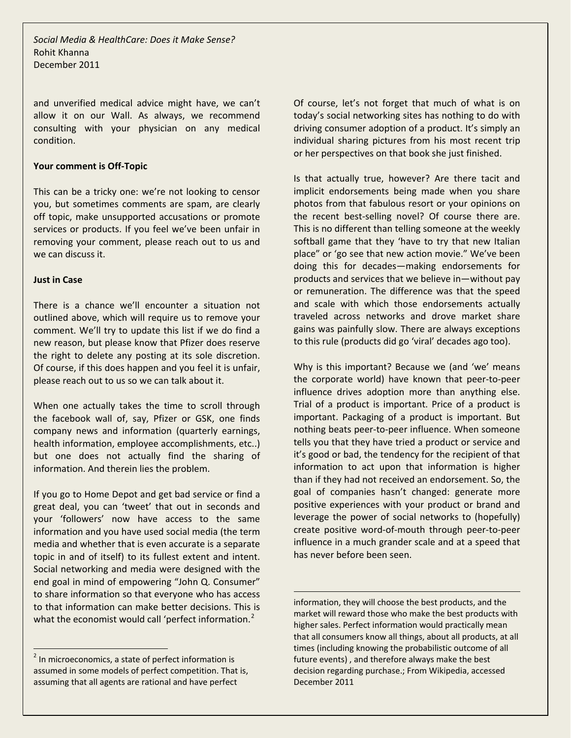and unverified medical advice might have, we can't allow it on our Wall. As always, we recommend consulting with your physician on any medical condition.

**Your comment is Off-Topic**

This can be a tricky one: we're not looking to censor you, but sometimes comments are spam, are clearly off topic, make unsupported accusations or promote services or products. If you feel we've been unfair in removing your comment, please reach out to us and we can discuss it.

**Just in Case**

There is a chance we'll encounter a situation not outlined above, which will require us to remove your comment. We'll try to update this list if we do find a new reason, but please know that Pfizer does reserve the right to delete any posting at its sole discretion. Of course, if this does happen and you feel it is unfair, please reach out to us so we can talk about it.

When one actually takes the time to scroll through the facebook wall of, say, Pfizer or GSK, one finds company news and information (quarterly earnings, health information, employee accomplishments, etc..) but one does not actually find the sharing of information. And therein lies the problem.

If you go to Home Depot and get bad service or find a great deal, you can 'tweet' that out in seconds and your 'followers' now have access to the same information and you have used social media (the term media and whether that is even accurate is a separate topic in and of itself) to its fullest extent and intent. Social networking and media were designed with the end goal in mind of empowering "John Q. Consumer" to share information so that everyone who has access to that information can make better decisions. This is what the economist would call 'perfect information.[2]

Of course, let's not forget that much of what is on today's social networking sites has nothing to do with driving consumer adoption of a product. It's simply an individual sharing pictures from his most recent trip or her perspectives on that book she just finished.

Is that actually true, however? Are there tacit and implicit endorsements being made when you share photos from that fabulous resort or your opinions on the recent best-selling novel? Of course there are. This is no different than telling someone at the weekly softball game that they 'have to try that new Italian place" or 'go see that new action movie." We've been doing this for decades—making endorsements for products and services that we believe in—without pay or remuneration. The difference was that the speed and scale with which those endorsements actually traveled across networks and drove market share gains was painfully slow. There are always exceptions to this rule (products did go 'viral' decades ago too).

Why is this important? Because we (and 'we' means the corporate world) have known that peer-to-peer influence drives adoption more than anything else. Trial of a product is important. Price of a product is important. Packaging of a product is important. But nothing beats peer-to-peer influence. When someone tells you that they have tried a product or service and it's good or bad, the tendency for the recipient of that information to act upon that information is higher than if they had not received an endorsement. So, the goal of companies hasn't changed: generate more positive experiences with your product or brand and leverage the power of social networks to (hopefully) create positive word-of-mouth through peer-to-peer influence in a much grander scale and at a speed that has never before been seen.

---

[2] In microeconomics, a state of perfect information is assumed in some models of perfect competition. That is, assuming that all agents are rational and have perfect information, they will choose the best products, and the market will reward those who make the best products with higher sales. Perfect information would practically mean that all consumers know all things, about all products, at all times (including knowing the probabilistic outcome of all future events) , and therefore always make the best decision regarding purchase.; From Wikipedia, accessed December 2011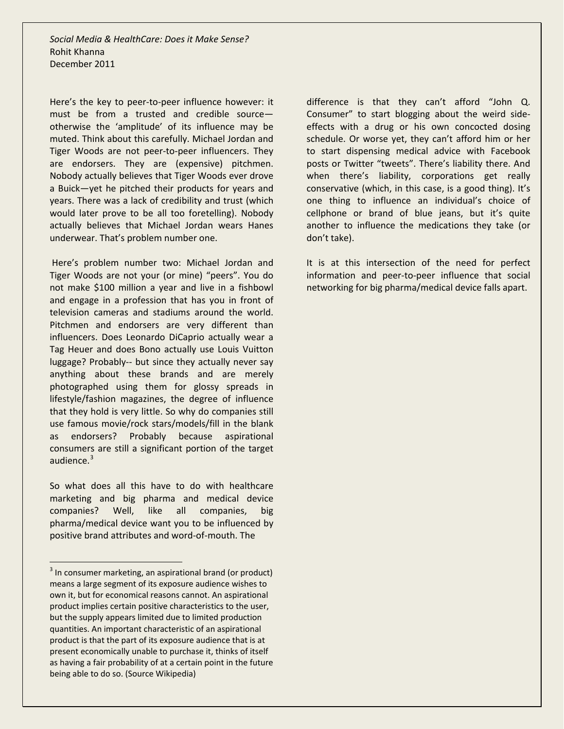*Social Media & HealthCare: Does it Make Sense?*
Rohit Khanna
December 2011

Here's the key to peer-to-peer influence however: it must be from a trusted and credible source—otherwise the 'amplitude' of its influence may be muted. Think about this carefully. Michael Jordan and Tiger Woods are not peer-to-peer influencers. They are endorsers. They are (expensive) pitchmen. Nobody actually believes that Tiger Woods ever drove a Buick—yet he pitched their products for years and years. There was a lack of credibility and trust (which would later prove to be all too foretelling). Nobody actually believes that Michael Jordan wears Hanes underwear. That's problem number one.

Here's problem number two: Michael Jordan and Tiger Woods are not your (or mine) "peers". You do not make $100 million a year and live in a fishbowl and engage in a profession that has you in front of television cameras and stadiums around the world. Pitchmen and endorsers are very different than influencers. Does Leonardo DiCaprio actually wear a Tag Heuer and does Bono actually use Louis Vuitton luggage? Probably-- but since they actually never say anything about these brands and are merely photographed using them for glossy spreads in lifestyle/fashion magazines, the degree of influence that they hold is very little. So why do companies still use famous movie/rock stars/models/fill in the blank as endorsers? Probably because aspirational consumers are still a significant portion of the target audience.[3]

So what does all this have to do with healthcare marketing and big pharma and medical device companies? Well, like all companies, big pharma/medical device want you to be influenced by positive brand attributes and word-of-mouth. The difference is that they can't afford "John Q. Consumer" to start blogging about the weird side-effects with a drug or his own concocted dosing schedule. Or worse yet, they can't afford him or her to start dispensing medical advice with Facebook posts or Twitter "tweets". There's liability there. And when there's liability, corporations get really conservative (which, in this case, is a good thing). It's one thing to influence an individual's choice of cellphone or brand of blue jeans, but it's quite another to influence the medications they take (or don't take).

It is at this intersection of the need for perfect information and peer-to-peer influence that social networking for big pharma/medical device falls apart.

---

[3] In consumer marketing, an aspirational brand (or product) means a large segment of its exposure audience wishes to own it, but for economical reasons cannot. An aspirational product implies certain positive characteristics to the user, but the supply appears limited due to limited production quantities. An important characteristic of an aspirational product is that the part of its exposure audience that is at present economically unable to purchase it, thinks of itself as having a fair probability of at a certain point in the future being able to do so. (Source Wikipedia)